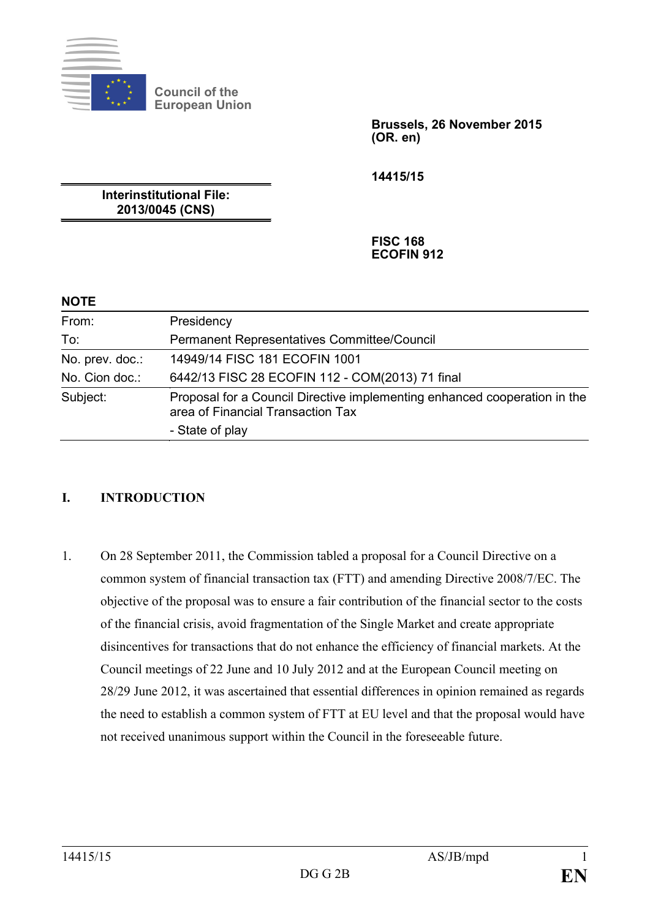Council of the European Union

**Brussels, 26 November 2015 (OR. en)**

**14415/15**

**Interinstitutional File: 2013/0045 (CNS)**

**FISC 168**
**ECOFIN 912**

**NOTE**

| | |
|---|---|
| From: | Presidency |
| To: | Permanent Representatives Committee/Council |
| No. prev. doc.: | 14949/14 FISC 181 ECOFIN 1001 |
| No. Cion doc.: | 6442/13 FISC 28 ECOFIN 112 - COM(2013) 71 final |
| Subject: | Proposal for a Council Directive implementing enhanced cooperation in the area of Financial Transaction Tax<br>- State of play |

## I. INTRODUCTION

1. On 28 September 2011, the Commission tabled a proposal for a Council Directive on a common system of financial transaction tax (FTT) and amending Directive 2008/7/EC. The objective of the proposal was to ensure a fair contribution of the financial sector to the costs of the financial crisis, avoid fragmentation of the Single Market and create appropriate disincentives for transactions that do not enhance the efficiency of financial markets. At the Council meetings of 22 June and 10 July 2012 and at the European Council meeting on 28/29 June 2012, it was ascertained that essential differences in opinion remained as regards the need to establish a common system of FTT at EU level and that the proposal would have not received unanimous support within the Council in the foreseeable future.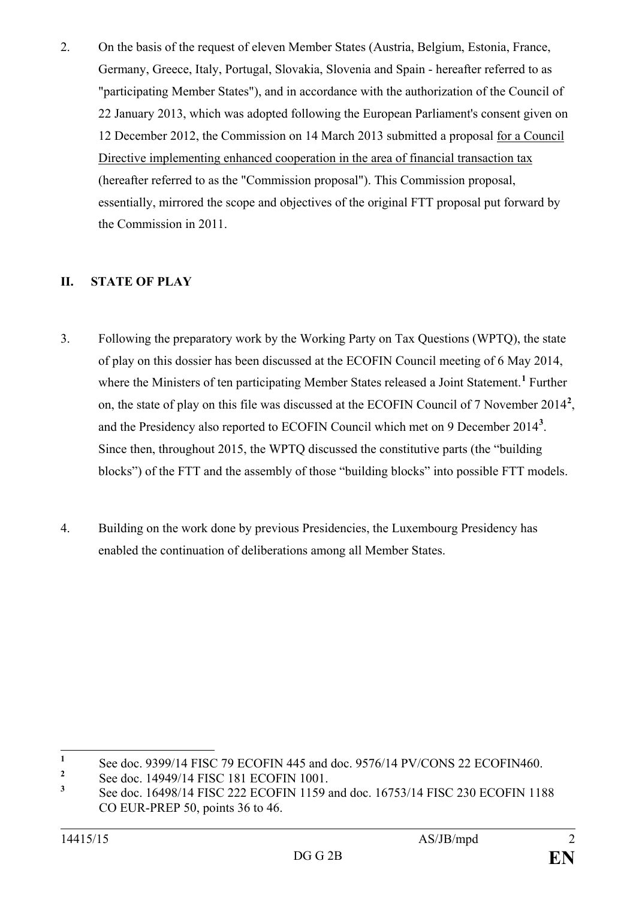2. On the basis of the request of eleven Member States (Austria, Belgium, Estonia, France, Germany, Greece, Italy, Portugal, Slovakia, Slovenia and Spain - hereafter referred to as "participating Member States"), and in accordance with the authorization of the Council of 22 January 2013, which was adopted following the European Parliament's consent given on 12 December 2012, the Commission on 14 March 2013 submitted a proposal for a Council Directive implementing enhanced cooperation in the area of financial transaction tax (hereafter referred to as the "Commission proposal"). This Commission proposal, essentially, mirrored the scope and objectives of the original FTT proposal put forward by the Commission in 2011.

## II. STATE OF PLAY

3. Following the preparatory work by the Working Party on Tax Questions (WPTQ), the state of play on this dossier has been discussed at the ECOFIN Council meeting of 6 May 2014, where the Ministers of ten participating Member States released a Joint Statement.[1] Further on, the state of play on this file was discussed at the ECOFIN Council of 7 November 2014[2], and the Presidency also reported to ECOFIN Council which met on 9 December 2014[3]. Since then, throughout 2015, the WPTQ discussed the constitutive parts (the "building blocks") of the FTT and the assembly of those "building blocks" into possible FTT models.

4. Building on the work done by previous Presidencies, the Luxembourg Presidency has enabled the continuation of deliberations among all Member States.

---

[1] See doc. 9399/14 FISC 79 ECOFIN 445 and doc. 9576/14 PV/CONS 22 ECOFIN460.

[2] See doc. 14949/14 FISC 181 ECOFIN 1001.

[3] See doc. 16498/14 FISC 222 ECOFIN 1159 and doc. 16753/14 FISC 230 ECOFIN 1188 CO EUR-PREP 50, points 36 to 46.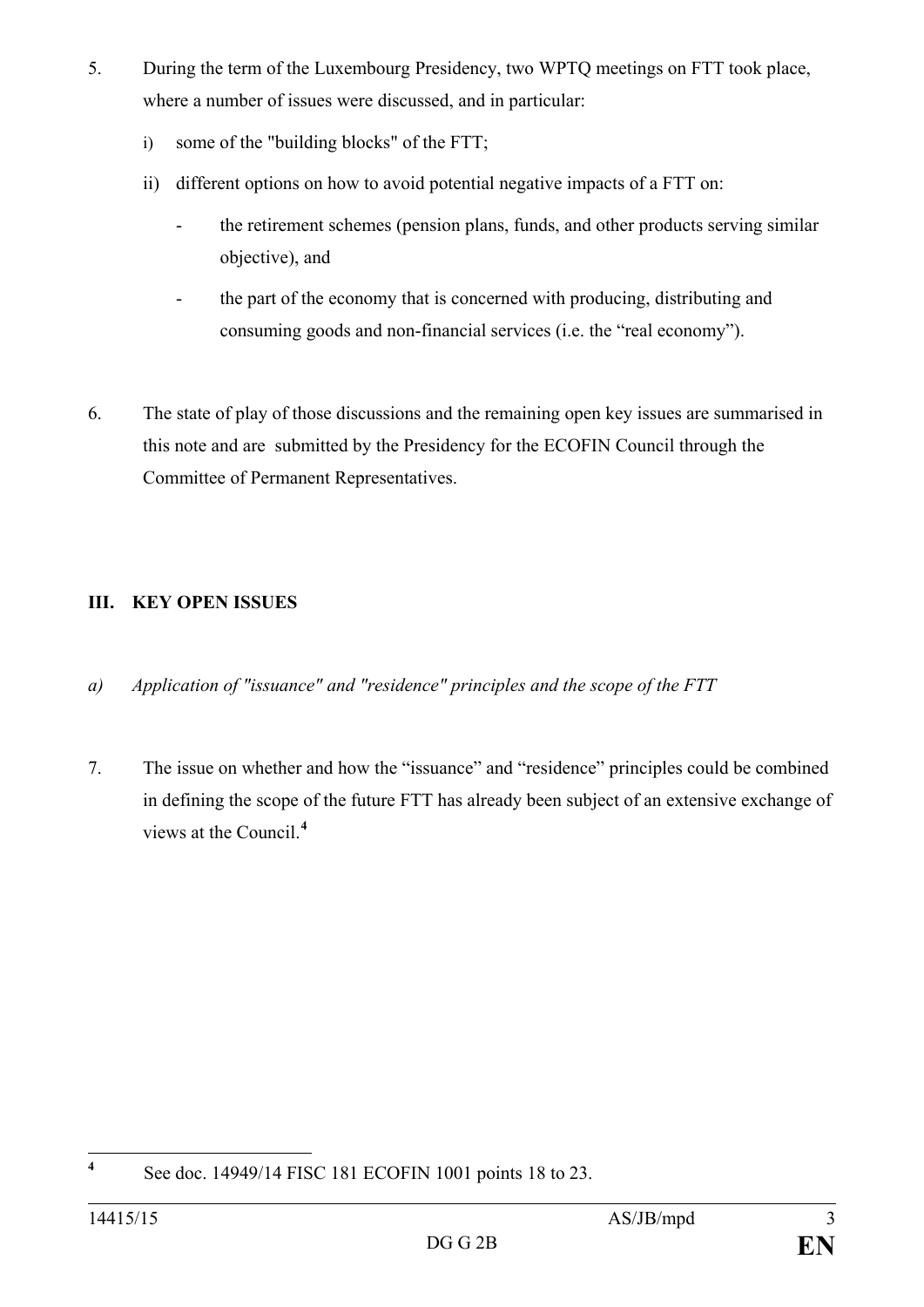5. During the term of the Luxembourg Presidency, two WPTQ meetings on FTT took place, where a number of issues were discussed, and in particular:

   i) some of the "building blocks" of the FTT;

   ii) different options on how to avoid potential negative impacts of a FTT on:

      - the retirement schemes (pension plans, funds, and other products serving similar objective), and

      - the part of the economy that is concerned with producing, distributing and consuming goods and non-financial services (i.e. the "real economy").

6. The state of play of those discussions and the remaining open key issues are summarised in this note and are submitted by the Presidency for the ECOFIN Council through the Committee of Permanent Representatives.

## III. KEY OPEN ISSUES

*a) Application of "issuance" and "residence" principles and the scope of the FTT*

7. The issue on whether and how the "issuance" and "residence" principles could be combined in defining the scope of the future FTT has already been subject of an extensive exchange of views at the Council.[4]

---

[4] See doc. 14949/14 FISC 181 ECOFIN 1001 points 18 to 23.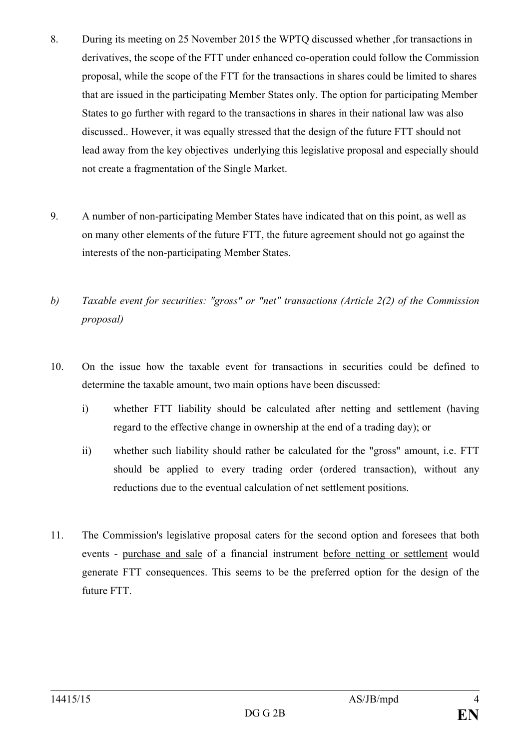8. During its meeting on 25 November 2015 the WPTQ discussed whether ,for transactions in derivatives, the scope of the FTT under enhanced co-operation could follow the Commission proposal, while the scope of the FTT for the transactions in shares could be limited to shares that are issued in the participating Member States only. The option for participating Member States to go further with regard to the transactions in shares in their national law was also discussed.. However, it was equally stressed that the design of the future FTT should not lead away from the key objectives underlying this legislative proposal and especially should not create a fragmentation of the Single Market.

9. A number of non-participating Member States have indicated that on this point, as well as on many other elements of the future FTT, the future agreement should not go against the interests of the non-participating Member States.

*b) Taxable event for securities: "gross" or "net" transactions (Article 2(2) of the Commission proposal)*

10. On the issue how the taxable event for transactions in securities could be defined to determine the taxable amount, two main options have been discussed:

    i) whether FTT liability should be calculated after netting and settlement (having regard to the effective change in ownership at the end of a trading day); or

    ii) whether such liability should rather be calculated for the "gross" amount, i.e. FTT should be applied to every trading order (ordered transaction), without any reductions due to the eventual calculation of net settlement positions.

11. The Commission's legislative proposal caters for the second option and foresees that both events - <u>purchase and sale</u> of a financial instrument <u>before netting or settlement</u> would generate FTT consequences. This seems to be the preferred option for the design of the future FTT.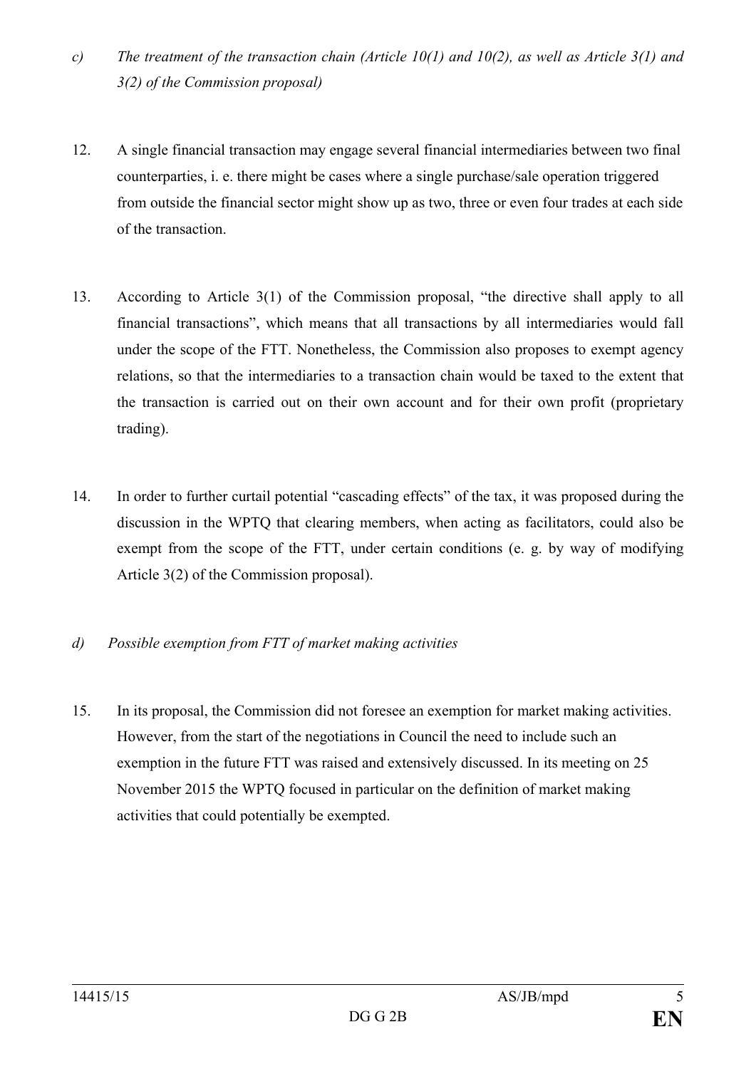*c) The treatment of the transaction chain (Article 10(1) and 10(2), as well as Article 3(1) and 3(2) of the Commission proposal)*

12. A single financial transaction may engage several financial intermediaries between two final counterparties, i. e. there might be cases where a single purchase/sale operation triggered from outside the financial sector might show up as two, three or even four trades at each side of the transaction.

13. According to Article 3(1) of the Commission proposal, "the directive shall apply to all financial transactions", which means that all transactions by all intermediaries would fall under the scope of the FTT. Nonetheless, the Commission also proposes to exempt agency relations, so that the intermediaries to a transaction chain would be taxed to the extent that the transaction is carried out on their own account and for their own profit (proprietary trading).

14. In order to further curtail potential "cascading effects" of the tax, it was proposed during the discussion in the WPTQ that clearing members, when acting as facilitators, could also be exempt from the scope of the FTT, under certain conditions (e. g. by way of modifying Article 3(2) of the Commission proposal).

*d) Possible exemption from FTT of market making activities*

15. In its proposal, the Commission did not foresee an exemption for market making activities. However, from the start of the negotiations in Council the need to include such an exemption in the future FTT was raised and extensively discussed. In its meeting on 25 November 2015 the WPTQ focused in particular on the definition of market making activities that could potentially be exempted.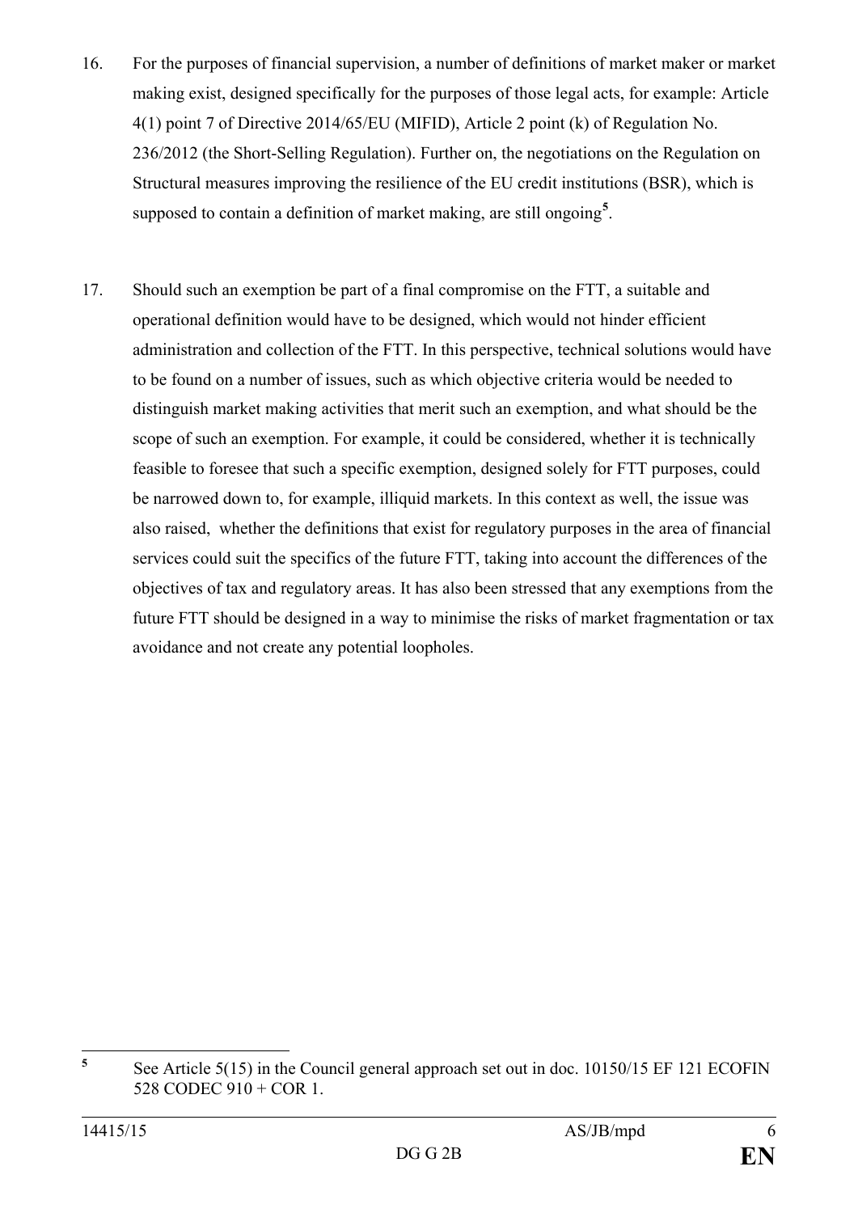16. For the purposes of financial supervision, a number of definitions of market maker or market making exist, designed specifically for the purposes of those legal acts, for example: Article 4(1) point 7 of Directive 2014/65/EU (MIFID), Article 2 point (k) of Regulation No. 236/2012 (the Short-Selling Regulation). Further on, the negotiations on the Regulation on Structural measures improving the resilience of the EU credit institutions (BSR), which is supposed to contain a definition of market making, are still ongoing[5].

17. Should such an exemption be part of a final compromise on the FTT, a suitable and operational definition would have to be designed, which would not hinder efficient administration and collection of the FTT. In this perspective, technical solutions would have to be found on a number of issues, such as which objective criteria would be needed to distinguish market making activities that merit such an exemption, and what should be the scope of such an exemption. For example, it could be considered, whether it is technically feasible to foresee that such a specific exemption, designed solely for FTT purposes, could be narrowed down to, for example, illiquid markets. In this context as well, the issue was also raised, whether the definitions that exist for regulatory purposes in the area of financial services could suit the specifics of the future FTT, taking into account the differences of the objectives of tax and regulatory areas. It has also been stressed that any exemptions from the future FTT should be designed in a way to minimise the risks of market fragmentation or tax avoidance and not create any potential loopholes.

---

[5] See Article 5(15) in the Council general approach set out in doc. 10150/15 EF 121 ECOFIN 528 CODEC 910 + COR 1.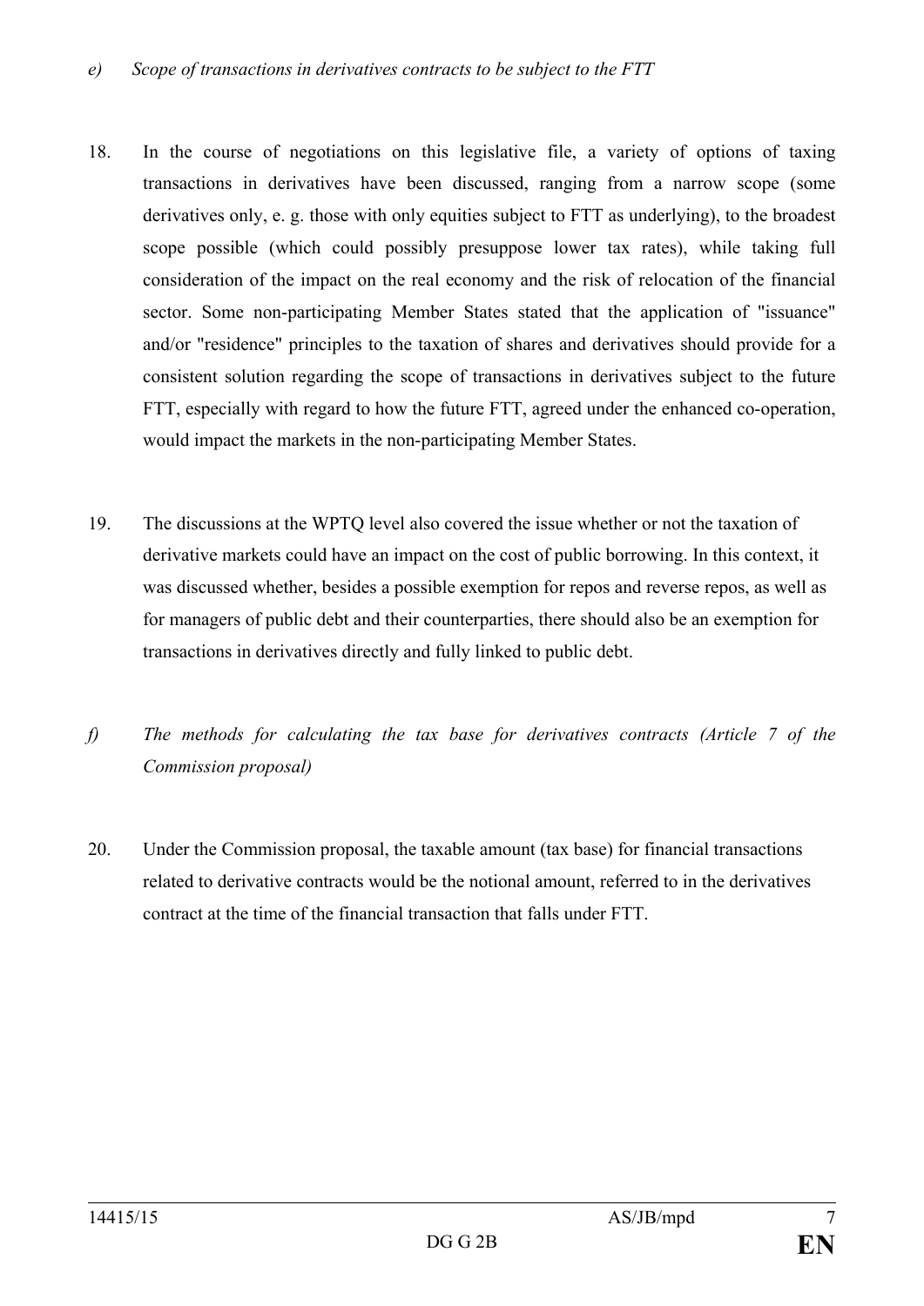*e) Scope of transactions in derivatives contracts to be subject to the FTT*

18. In the course of negotiations on this legislative file, a variety of options of taxing transactions in derivatives have been discussed, ranging from a narrow scope (some derivatives only, e. g. those with only equities subject to FTT as underlying), to the broadest scope possible (which could possibly presuppose lower tax rates), while taking full consideration of the impact on the real economy and the risk of relocation of the financial sector. Some non-participating Member States stated that the application of "issuance" and/or "residence" principles to the taxation of shares and derivatives should provide for a consistent solution regarding the scope of transactions in derivatives subject to the future FTT, especially with regard to how the future FTT, agreed under the enhanced co-operation, would impact the markets in the non-participating Member States.

19. The discussions at the WPTQ level also covered the issue whether or not the taxation of derivative markets could have an impact on the cost of public borrowing. In this context, it was discussed whether, besides a possible exemption for repos and reverse repos, as well as for managers of public debt and their counterparties, there should also be an exemption for transactions in derivatives directly and fully linked to public debt.

*f) The methods for calculating the tax base for derivatives contracts (Article 7 of the Commission proposal)*

20. Under the Commission proposal, the taxable amount (tax base) for financial transactions related to derivative contracts would be the notional amount, referred to in the derivatives contract at the time of the financial transaction that falls under FTT.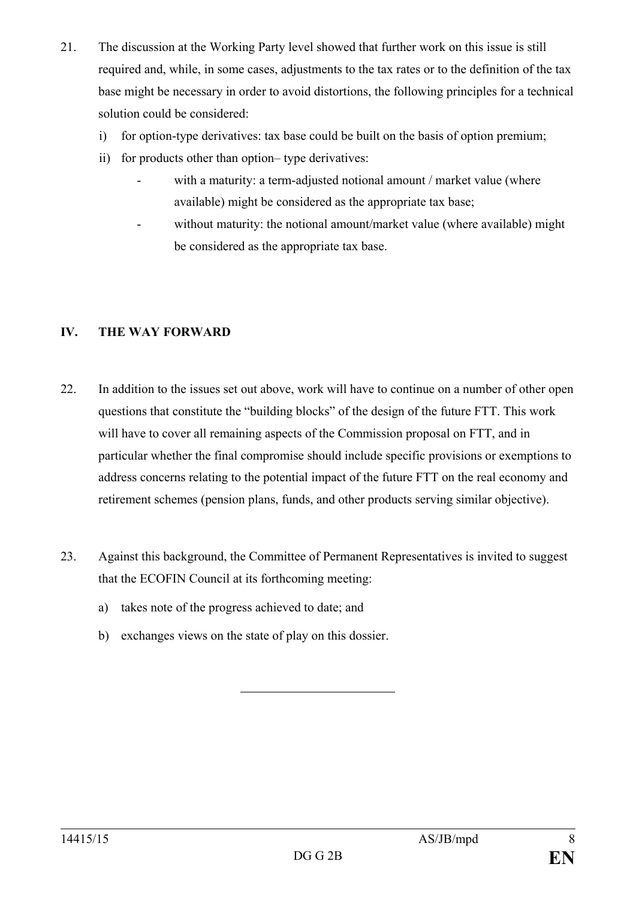21. The discussion at the Working Party level showed that further work on this issue is still required and, while, in some cases, adjustments to the tax rates or to the definition of the tax base might be necessary in order to avoid distortions, the following principles for a technical solution could be considered:

    i) for option-type derivatives: tax base could be built on the basis of option premium;

    ii) for products other than option– type derivatives:

    - with a maturity: a term-adjusted notional amount / market value (where available) might be considered as the appropriate tax base;
    - without maturity: the notional amount/market value (where available) might be considered as the appropriate tax base.

## IV. THE WAY FORWARD

22. In addition to the issues set out above, work will have to continue on a number of other open questions that constitute the "building blocks" of the design of the future FTT. This work will have to cover all remaining aspects of the Commission proposal on FTT, and in particular whether the final compromise should include specific provisions or exemptions to address concerns relating to the potential impact of the future FTT on the real economy and retirement schemes (pension plans, funds, and other products serving similar objective).

23. Against this background, the Committee of Permanent Representatives is invited to suggest that the ECOFIN Council at its forthcoming meeting:

    a) takes note of the progress achieved to date; and

    b) exchanges views on the state of play on this dossier.